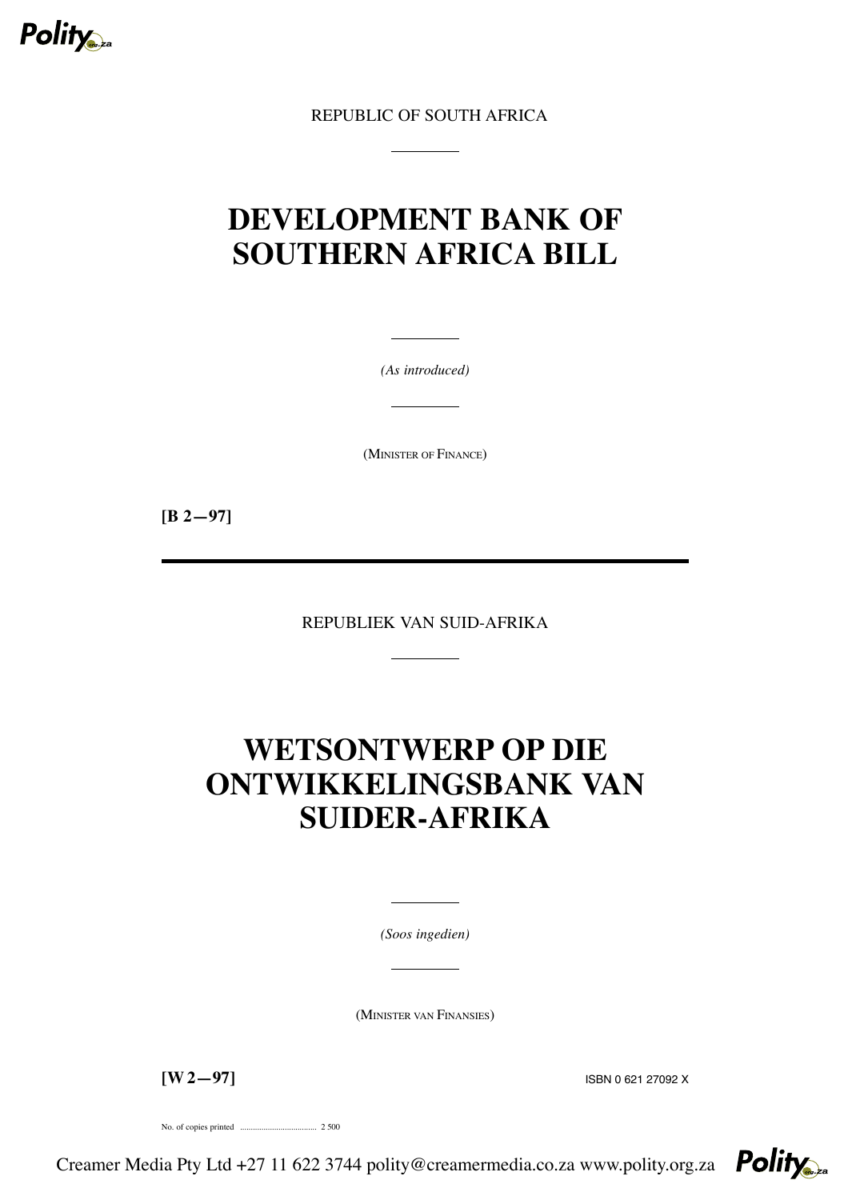REPUBLIC OF SOUTH AFRICA

# DEVELOPMENT BANK OF SOUTHERN AFRICA BILL

*(As introduced)*

(MINISTER OF FINANCE)

**[B 2—97]**

---

REPUBLIEK VAN SUID-AFRIKA

# WETSONTWERP OP DIE ONTWIKKELINGSBANK VAN SUIDER-AFRIKA

*(Soos ingedien)*

(MINISTER VAN FINANSIES)

**[W 2—97]**

ISBN 0 621 27092 X

No. of copies printed .................................... 2 500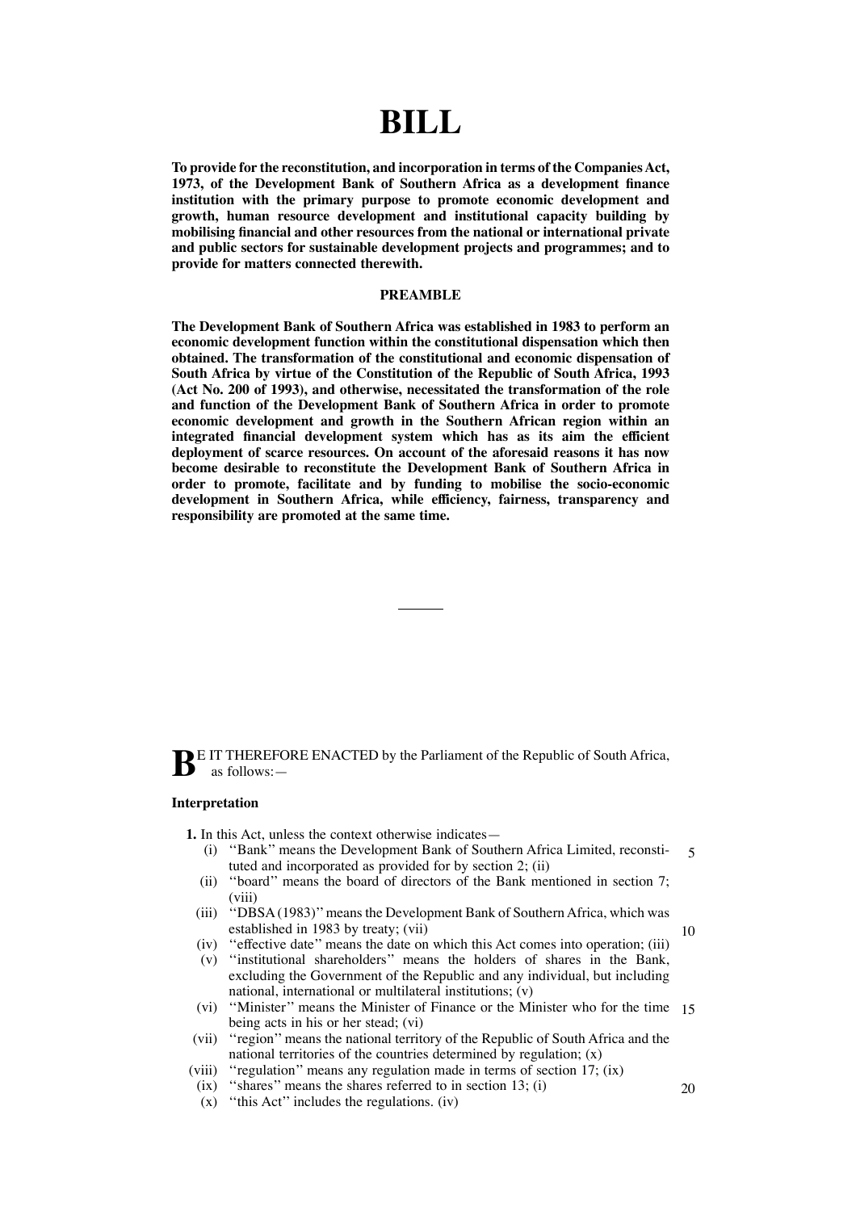# BILL

**To provide for the reconstitution, and incorporation in terms of the Companies Act, 1973, of the Development Bank of Southern Africa as a development finance institution with the primary purpose to promote economic development and growth, human resource development and institutional capacity building by mobilising financial and other resources from the national or international private and public sectors for sustainable development projects and programmes; and to provide for matters connected therewith.**

**PREAMBLE**

**The Development Bank of Southern Africa was established in 1983 to perform an economic development function within the constitutional dispensation which then obtained. The transformation of the constitutional and economic dispensation of South Africa by virtue of the Constitution of the Republic of South Africa, 1993 (Act No. 200 of 1993), and otherwise, necessitated the transformation of the role and function of the Development Bank of Southern Africa in order to promote economic development and growth in the Southern African region within an integrated financial development system which has as its aim the efficient deployment of scarce resources. On account of the aforesaid reasons it has now become desirable to reconstitute the Development Bank of Southern Africa in order to promote, facilitate and by funding to mobilise the socio-economic development in Southern Africa, while efficiency, fairness, transparency and responsibility are promoted at the same time.**

---

BE IT THEREFORE ENACTED by the Parliament of the Republic of South Africa, as follows:—

**Interpretation**

**1.** In this Act, unless the context otherwise indicates—

(i) ''Bank'' means the Development Bank of Southern Africa Limited, reconstituted and incorporated as provided for by section 2; (ii)

(ii) ''board'' means the board of directors of the Bank mentioned in section 7; (viii)

(iii) ''DBSA (1983)'' means the Development Bank of Southern Africa, which was established in 1983 by treaty; (vii)

(iv) ''effective date'' means the date on which this Act comes into operation; (iii)

(v) ''institutional shareholders'' means the holders of shares in the Bank, excluding the Government of the Republic and any individual, but including national, international or multilateral institutions; (v)

(vi) ''Minister'' means the Minister of Finance or the Minister who for the time being acts in his or her stead; (vi)

(vii) ''region'' means the national territory of the Republic of South Africa and the national territories of the countries determined by regulation; (x)

(viii) ''regulation'' means any regulation made in terms of section 17; (ix)

(ix) ''shares'' means the shares referred to in section 13; (i)

(x) ''this Act'' includes the regulations. (iv)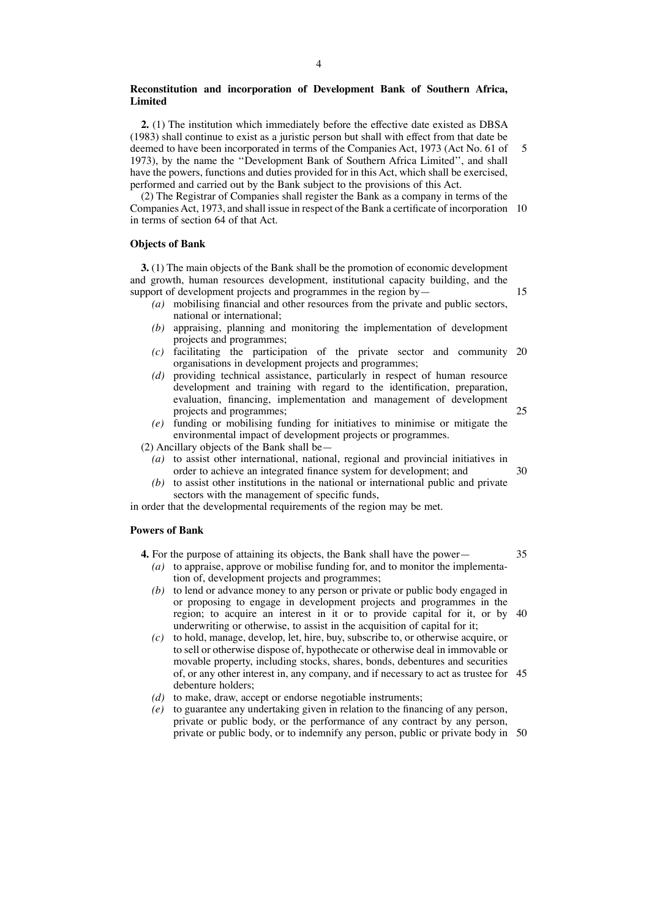**Reconstitution and incorporation of Development Bank of Southern Africa, Limited**

**2.** (1) The institution which immediately before the effective date existed as DBSA (1983) shall continue to exist as a juristic person but shall with effect from that date be deemed to have been incorporated in terms of the Companies Act, 1973 (Act No. 61 of 1973), by the name the ''Development Bank of Southern Africa Limited'', and shall have the powers, functions and duties provided for in this Act, which shall be exercised, performed and carried out by the Bank subject to the provisions of this Act.

(2) The Registrar of Companies shall register the Bank as a company in terms of the Companies Act, 1973, and shall issue in respect of the Bank a certificate of incorporation in terms of section 64 of that Act.

**Objects of Bank**

**3.** (1) The main objects of the Bank shall be the promotion of economic development and growth, human resources development, institutional capacity building, and the support of development projects and programmes in the region by—

*(a)* mobilising financial and other resources from the private and public sectors, national or international;

*(b)* appraising, planning and monitoring the implementation of development projects and programmes;

*(c)* facilitating the participation of the private sector and community organisations in development projects and programmes;

*(d)* providing technical assistance, particularly in respect of human resource development and training with regard to the identification, preparation, evaluation, financing, implementation and management of development projects and programmes;

*(e)* funding or mobilising funding for initiatives to minimise or mitigate the environmental impact of development projects or programmes.

(2) Ancillary objects of the Bank shall be—

*(a)* to assist other international, national, regional and provincial initiatives in order to achieve an integrated finance system for development; and

*(b)* to assist other institutions in the national or international public and private sectors with the management of specific funds,

in order that the developmental requirements of the region may be met.

**Powers of Bank**

**4.** For the purpose of attaining its objects, the Bank shall have the power—

*(a)* to appraise, approve or mobilise funding for, and to monitor the implementation of, development projects and programmes;

*(b)* to lend or advance money to any person or private or public body engaged in or proposing to engage in development projects and programmes in the region; to acquire an interest in it or to provide capital for it, or by underwriting or otherwise, to assist in the acquisition of capital for it;

*(c)* to hold, manage, develop, let, hire, buy, subscribe to, or otherwise acquire, or to sell or otherwise dispose of, hypothecate or otherwise deal in immovable or movable property, including stocks, shares, bonds, debentures and securities of, or any other interest in, any company, and if necessary to act as trustee for debenture holders;

*(d)* to make, draw, accept or endorse negotiable instruments;

*(e)* to guarantee any undertaking given in relation to the financing of any person, private or public body, or the performance of any contract by any person, private or public body, or to indemnify any person, public or private body in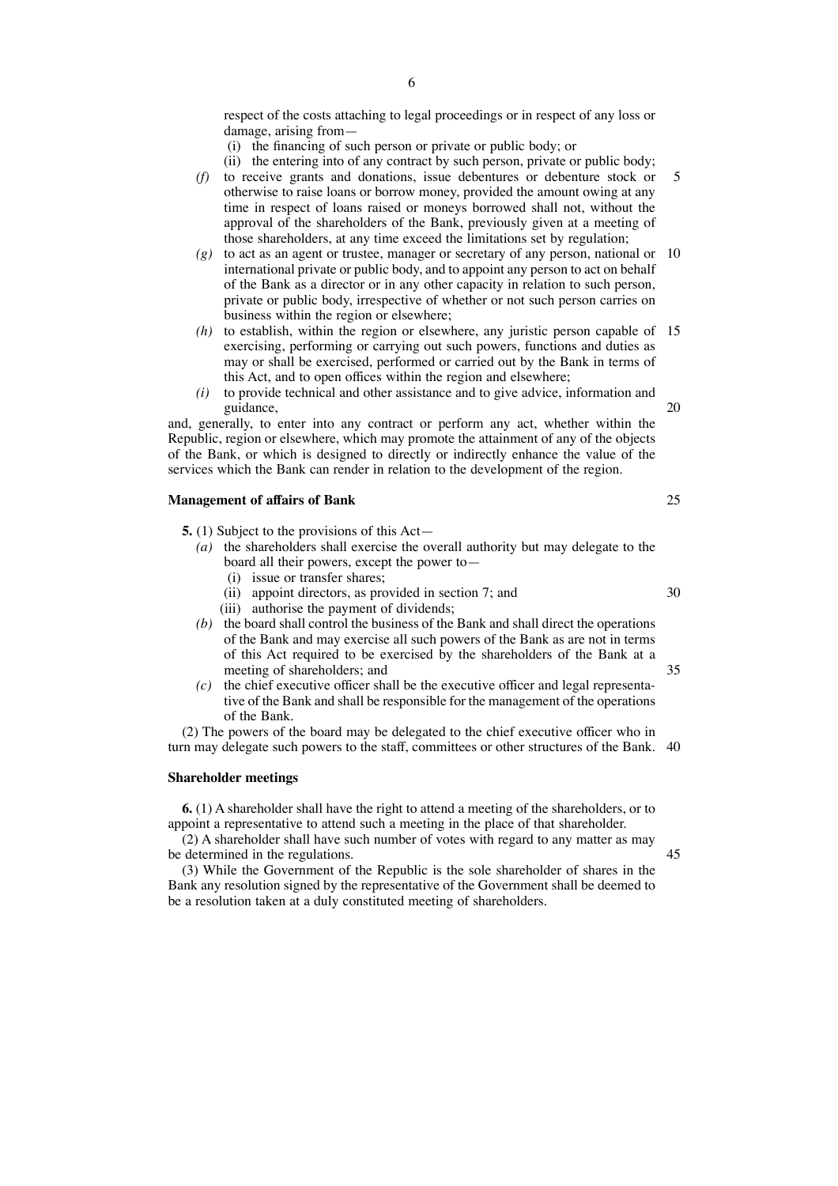respect of the costs attaching to legal proceedings or in respect of any loss or damage, arising from—

(i) the financing of such person or private or public body; or

(ii) the entering into of any contract by such person, private or public body;

*(f)* to receive grants and donations, issue debentures or debenture stock or otherwise to raise loans or borrow money, provided the amount owing at any time in respect of loans raised or moneys borrowed shall not, without the approval of the shareholders of the Bank, previously given at a meeting of those shareholders, at any time exceed the limitations set by regulation;

*(g)* to act as an agent or trustee, manager or secretary of any person, national or international private or public body, and to appoint any person to act on behalf of the Bank as a director or in any other capacity in relation to such person, private or public body, irrespective of whether or not such person carries on business within the region or elsewhere;

*(h)* to establish, within the region or elsewhere, any juristic person capable of exercising, performing or carrying out such powers, functions and duties as may or shall be exercised, performed or carried out by the Bank in terms of this Act, and to open offices within the region and elsewhere;

*(i)* to provide technical and other assistance and to give advice, information and guidance,

and, generally, to enter into any contract or perform any act, whether within the Republic, region or elsewhere, which may promote the attainment of any of the objects of the Bank, or which is designed to directly or indirectly enhance the value of the services which the Bank can render in relation to the development of the region.

**Management of affairs of Bank**

**5.** (1) Subject to the provisions of this Act—

*(a)* the shareholders shall exercise the overall authority but may delegate to the board all their powers, except the power to—

(i) issue or transfer shares;

(ii) appoint directors, as provided in section 7; and

(iii) authorise the payment of dividends;

*(b)* the board shall control the business of the Bank and shall direct the operations of the Bank and may exercise all such powers of the Bank as are not in terms of this Act required to be exercised by the shareholders of the Bank at a meeting of shareholders; and

*(c)* the chief executive officer shall be the executive officer and legal representative of the Bank and shall be responsible for the management of the operations of the Bank.

(2) The powers of the board may be delegated to the chief executive officer who in turn may delegate such powers to the staff, committees or other structures of the Bank.

**Shareholder meetings**

**6.** (1) A shareholder shall have the right to attend a meeting of the shareholders, or to appoint a representative to attend such a meeting in the place of that shareholder.

(2) A shareholder shall have such number of votes with regard to any matter as may be determined in the regulations.

(3) While the Government of the Republic is the sole shareholder of shares in the Bank any resolution signed by the representative of the Government shall be deemed to be a resolution taken at a duly constituted meeting of shareholders.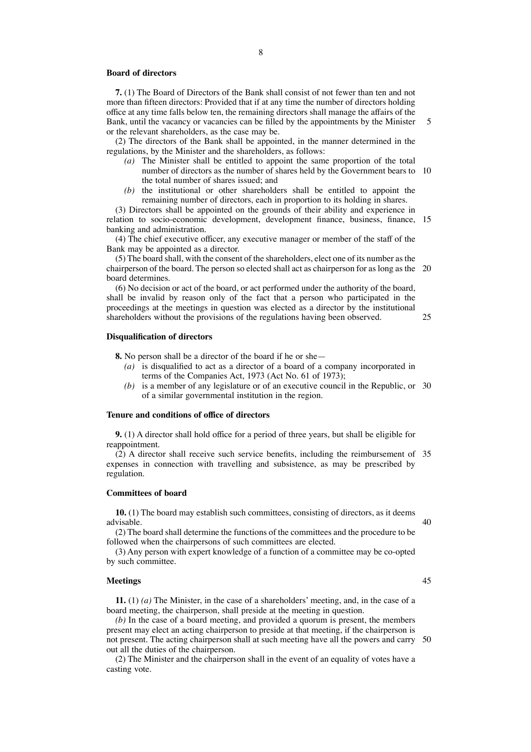### Board of directors

**7.** (1) The Board of Directors of the Bank shall consist of not fewer than ten and not more than fifteen directors: Provided that if at any time the number of directors holding office at any time falls below ten, the remaining directors shall manage the affairs of the Bank, until the vacancy or vacancies can be filled by the appointments by the Minister or the relevant shareholders, as the case may be.

(2) The directors of the Bank shall be appointed, in the manner determined in the regulations, by the Minister and the shareholders, as follows:

- *(a)* The Minister shall be entitled to appoint the same proportion of the total number of directors as the number of shares held by the Government bears to the total number of shares issued; and
- *(b)* the institutional or other shareholders shall be entitled to appoint the remaining number of directors, each in proportion to its holding in shares.

(3) Directors shall be appointed on the grounds of their ability and experience in relation to socio-economic development, development finance, business, finance, banking and administration.

(4) The chief executive officer, any executive manager or member of the staff of the Bank may be appointed as a director.

(5) The board shall, with the consent of the shareholders, elect one of its number as the chairperson of the board. The person so elected shall act as chairperson for as long as the board determines.

(6) No decision or act of the board, or act performed under the authority of the board, shall be invalid by reason only of the fact that a person who participated in the proceedings at the meetings in question was elected as a director by the institutional shareholders without the provisions of the regulations having been observed.

### Disqualification of directors

**8.** No person shall be a director of the board if he or she—

- *(a)* is disqualified to act as a director of a board of a company incorporated in terms of the Companies Act, 1973 (Act No. 61 of 1973);
- *(b)* is a member of any legislature or of an executive council in the Republic, or of a similar governmental institution in the region.

### Tenure and conditions of office of directors

**9.** (1) A director shall hold office for a period of three years, but shall be eligible for reappointment.

(2) A director shall receive such service benefits, including the reimbursement of expenses in connection with travelling and subsistence, as may be prescribed by regulation.

### Committees of board

**10.** (1) The board may establish such committees, consisting of directors, as it deems advisable.

(2) The board shall determine the functions of the committees and the procedure to be followed when the chairpersons of such committees are elected.

(3) Any person with expert knowledge of a function of a committee may be co-opted by such committee.

### Meetings

**11.** (1) *(a)* The Minister, in the case of a shareholders' meeting, and, in the case of a board meeting, the chairperson, shall preside at the meeting in question.

*(b)* In the case of a board meeting, and provided a quorum is present, the members present may elect an acting chairperson to preside at that meeting, if the chairperson is not present. The acting chairperson shall at such meeting have all the powers and carry out all the duties of the chairperson.

(2) The Minister and the chairperson shall in the event of an equality of votes have a casting vote.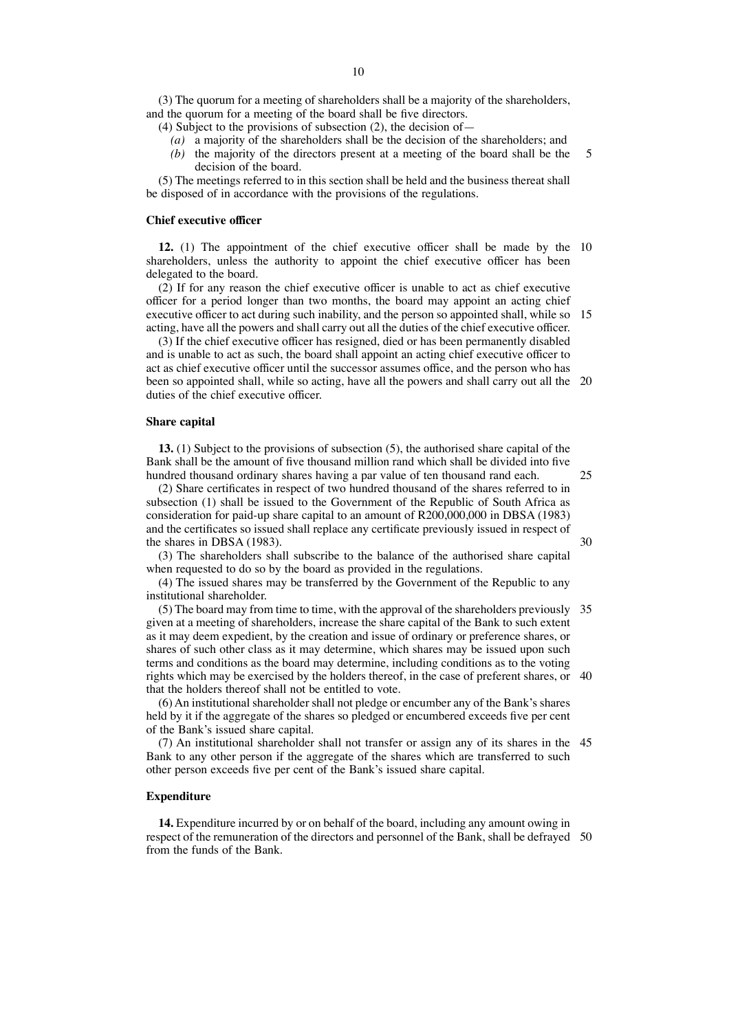(3) The quorum for a meeting of shareholders shall be a majority of the shareholders, and the quorum for a meeting of the board shall be five directors.

(4) Subject to the provisions of subsection (2), the decision of—

*(a)* a majority of the shareholders shall be the decision of the shareholders; and

*(b)* the majority of the directors present at a meeting of the board shall be the decision of the board.

(5) The meetings referred to in this section shall be held and the business thereat shall be disposed of in accordance with the provisions of the regulations.

**Chief executive officer**

**12.** (1) The appointment of the chief executive officer shall be made by the shareholders, unless the authority to appoint the chief executive officer has been delegated to the board.

(2) If for any reason the chief executive officer is unable to act as chief executive officer for a period longer than two months, the board may appoint an acting chief executive officer to act during such inability, and the person so appointed shall, while so acting, have all the powers and shall carry out all the duties of the chief executive officer.

(3) If the chief executive officer has resigned, died or has been permanently disabled and is unable to act as such, the board shall appoint an acting chief executive officer to act as chief executive officer until the successor assumes office, and the person who has been so appointed shall, while so acting, have all the powers and shall carry out all the duties of the chief executive officer.

**Share capital**

**13.** (1) Subject to the provisions of subsection (5), the authorised share capital of the Bank shall be the amount of five thousand million rand which shall be divided into five hundred thousand ordinary shares having a par value of ten thousand rand each.

(2) Share certificates in respect of two hundred thousand of the shares referred to in subsection (1) shall be issued to the Government of the Republic of South Africa as consideration for paid-up share capital to an amount of R200,000,000 in DBSA (1983) and the certificates so issued shall replace any certificate previously issued in respect of the shares in DBSA (1983).

(3) The shareholders shall subscribe to the balance of the authorised share capital when requested to do so by the board as provided in the regulations.

(4) The issued shares may be transferred by the Government of the Republic to any institutional shareholder.

(5) The board may from time to time, with the approval of the shareholders previously given at a meeting of shareholders, increase the share capital of the Bank to such extent as it may deem expedient, by the creation and issue of ordinary or preference shares, or shares of such other class as it may determine, which shares may be issued upon such terms and conditions as the board may determine, including conditions as to the voting rights which may be exercised by the holders thereof, in the case of preferent shares, or that the holders thereof shall not be entitled to vote.

(6) An institutional shareholder shall not pledge or encumber any of the Bank's shares held by it if the aggregate of the shares so pledged or encumbered exceeds five per cent of the Bank's issued share capital.

(7) An institutional shareholder shall not transfer or assign any of its shares in the Bank to any other person if the aggregate of the shares which are transferred to such other person exceeds five per cent of the Bank's issued share capital.

**Expenditure**

**14.** Expenditure incurred by or on behalf of the board, including any amount owing in respect of the remuneration of the directors and personnel of the Bank, shall be defrayed from the funds of the Bank.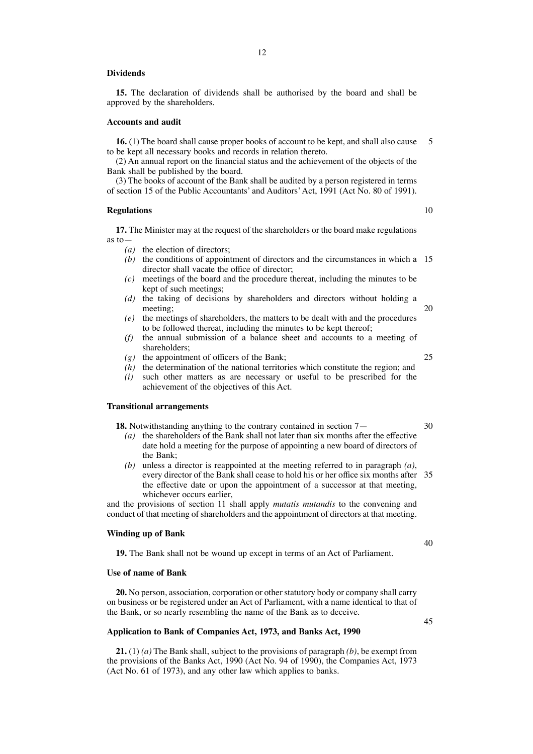**Dividends**

**15.** The declaration of dividends shall be authorised by the board and shall be approved by the shareholders.

**Accounts and audit**

**16.** (1) The board shall cause proper books of account to be kept, and shall also cause to be kept all necessary books and records in relation thereto.

(2) An annual report on the financial status and the achievement of the objects of the Bank shall be published by the board.

(3) The books of account of the Bank shall be audited by a person registered in terms of section 15 of the Public Accountants' and Auditors' Act, 1991 (Act No. 80 of 1991).

**Regulations**

**17.** The Minister may at the request of the shareholders or the board make regulations as to—

- *(a)* the election of directors;
- *(b)* the conditions of appointment of directors and the circumstances in which a director shall vacate the office of director;
- *(c)* meetings of the board and the procedure thereat, including the minutes to be kept of such meetings;
- *(d)* the taking of decisions by shareholders and directors without holding a meeting;
- *(e)* the meetings of shareholders, the matters to be dealt with and the procedures to be followed thereat, including the minutes to be kept thereof;
- *(f)* the annual submission of a balance sheet and accounts to a meeting of shareholders;
- *(g)* the appointment of officers of the Bank;
- *(h)* the determination of the national territories which constitute the region; and
- *(i)* such other matters as are necessary or useful to be prescribed for the achievement of the objectives of this Act.

**Transitional arrangements**

**18.** Notwithstanding anything to the contrary contained in section 7—

- *(a)* the shareholders of the Bank shall not later than six months after the effective date hold a meeting for the purpose of appointing a new board of directors of the Bank;
- *(b)* unless a director is reappointed at the meeting referred to in paragraph *(a)*, every director of the Bank shall cease to hold his or her office six months after the effective date or upon the appointment of a successor at that meeting, whichever occurs earlier,

and the provisions of section 11 shall apply *mutatis mutandis* to the convening and conduct of that meeting of shareholders and the appointment of directors at that meeting.

**Winding up of Bank**

**19.** The Bank shall not be wound up except in terms of an Act of Parliament.

**Use of name of Bank**

**20.** No person, association, corporation or other statutory body or company shall carry on business or be registered under an Act of Parliament, with a name identical to that of the Bank, or so nearly resembling the name of the Bank as to deceive.

**Application to Bank of Companies Act, 1973, and Banks Act, 1990**

**21.** (1) *(a)* The Bank shall, subject to the provisions of paragraph *(b)*, be exempt from the provisions of the Banks Act, 1990 (Act No. 94 of 1990), the Companies Act, 1973 (Act No. 61 of 1973), and any other law which applies to banks.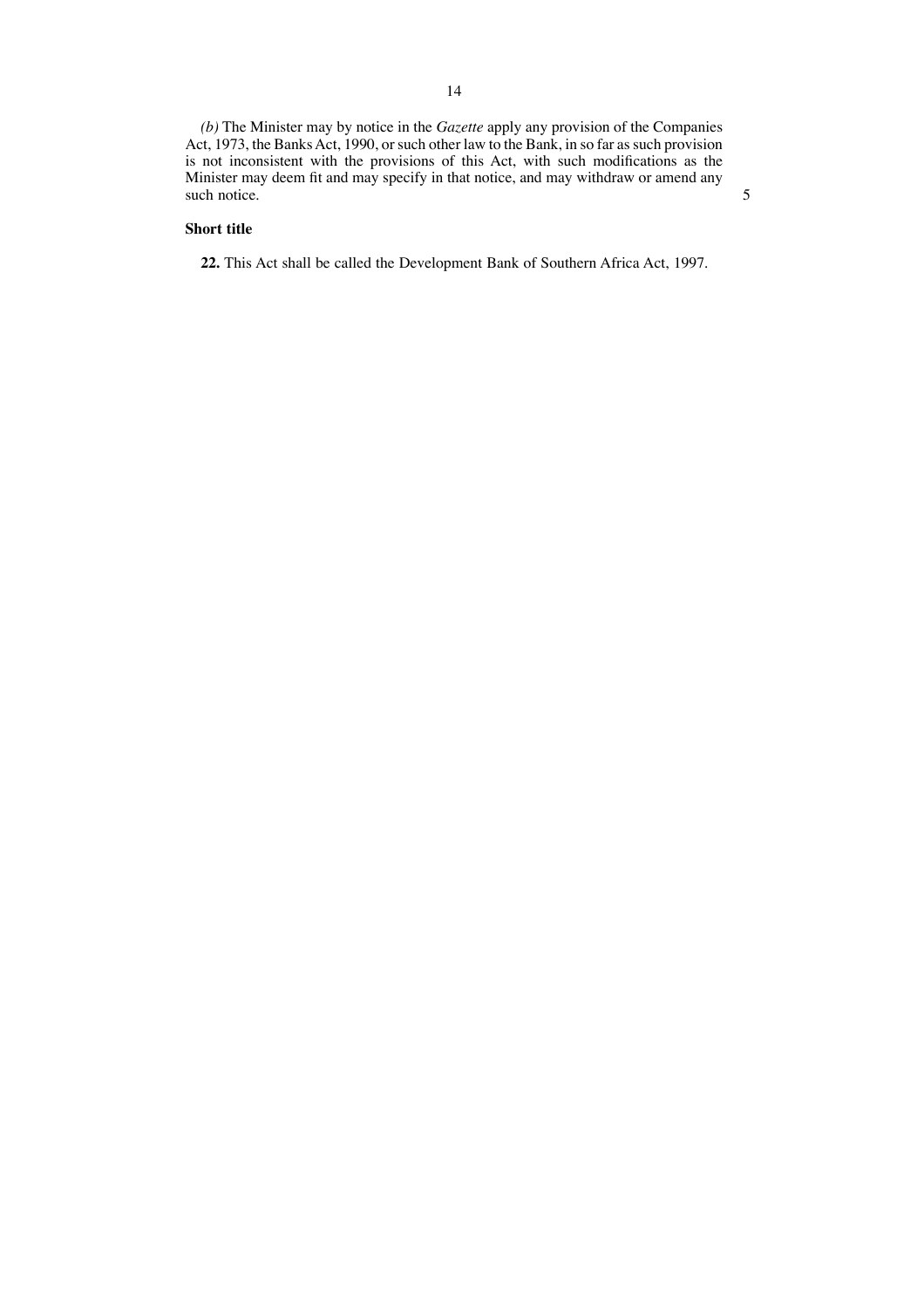*(b)* The Minister may by notice in the *Gazette* apply any provision of the Companies Act, 1973, the Banks Act, 1990, or such other law to the Bank, in so far as such provision is not inconsistent with the provisions of this Act, with such modifications as the Minister may deem fit and may specify in that notice, and may withdraw or amend any such notice.

**Short title**

**22.** This Act shall be called the Development Bank of Southern Africa Act, 1997.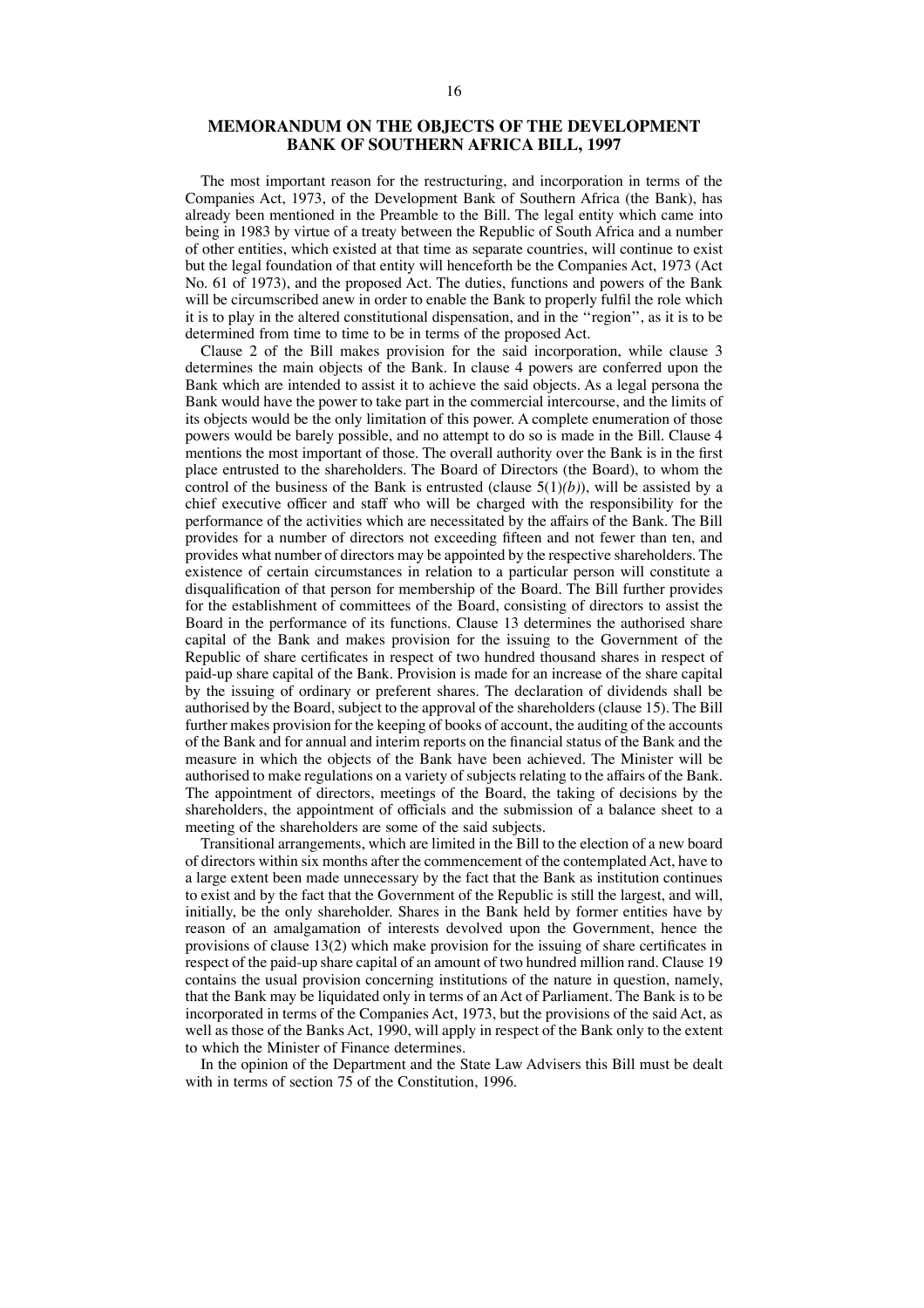## MEMORANDUM ON THE OBJECTS OF THE DEVELOPMENT BANK OF SOUTHERN AFRICA BILL, 1997

The most important reason for the restructuring, and incorporation in terms of the Companies Act, 1973, of the Development Bank of Southern Africa (the Bank), has already been mentioned in the Preamble to the Bill. The legal entity which came into being in 1983 by virtue of a treaty between the Republic of South Africa and a number of other entities, which existed at that time as separate countries, will continue to exist but the legal foundation of that entity will henceforth be the Companies Act, 1973 (Act No. 61 of 1973), and the proposed Act. The duties, functions and powers of the Bank will be circumscribed anew in order to enable the Bank to properly fulfil the role which it is to play in the altered constitutional dispensation, and in the ''region'', as it is to be determined from time to time to be in terms of the proposed Act.

Clause 2 of the Bill makes provision for the said incorporation, while clause 3 determines the main objects of the Bank. In clause 4 powers are conferred upon the Bank which are intended to assist it to achieve the said objects. As a legal persona the Bank would have the power to take part in the commercial intercourse, and the limits of its objects would be the only limitation of this power. A complete enumeration of those powers would be barely possible, and no attempt to do so is made in the Bill. Clause 4 mentions the most important of those. The overall authority over the Bank is in the first place entrusted to the shareholders. The Board of Directors (the Board), to whom the control of the business of the Bank is entrusted (clause 5(1)*(b)*), will be assisted by a chief executive officer and staff who will be charged with the responsibility for the performance of the activities which are necessitated by the affairs of the Bank. The Bill provides for a number of directors not exceeding fifteen and not fewer than ten, and provides what number of directors may be appointed by the respective shareholders. The existence of certain circumstances in relation to a particular person will constitute a disqualification of that person for membership of the Board. The Bill further provides for the establishment of committees of the Board, consisting of directors to assist the Board in the performance of its functions. Clause 13 determines the authorised share capital of the Bank and makes provision for the issuing to the Government of the Republic of share certificates in respect of two hundred thousand shares in respect of paid-up share capital of the Bank. Provision is made for an increase of the share capital by the issuing of ordinary or preferent shares. The declaration of dividends shall be authorised by the Board, subject to the approval of the shareholders (clause 15). The Bill further makes provision for the keeping of books of account, the auditing of the accounts of the Bank and for annual and interim reports on the financial status of the Bank and the measure in which the objects of the Bank have been achieved. The Minister will be authorised to make regulations on a variety of subjects relating to the affairs of the Bank. The appointment of directors, meetings of the Board, the taking of decisions by the shareholders, the appointment of officials and the submission of a balance sheet to a meeting of the shareholders are some of the said subjects.

Transitional arrangements, which are limited in the Bill to the election of a new board of directors within six months after the commencement of the contemplated Act, have to a large extent been made unnecessary by the fact that the Bank as institution continues to exist and by the fact that the Government of the Republic is still the largest, and will, initially, be the only shareholder. Shares in the Bank held by former entities have by reason of an amalgamation of interests devolved upon the Government, hence the provisions of clause 13(2) which make provision for the issuing of share certificates in respect of the paid-up share capital of an amount of two hundred million rand. Clause 19 contains the usual provision concerning institutions of the nature in question, namely, that the Bank may be liquidated only in terms of an Act of Parliament. The Bank is to be incorporated in terms of the Companies Act, 1973, but the provisions of the said Act, as well as those of the Banks Act, 1990, will apply in respect of the Bank only to the extent to which the Minister of Finance determines.

In the opinion of the Department and the State Law Advisers this Bill must be dealt with in terms of section 75 of the Constitution, 1996.